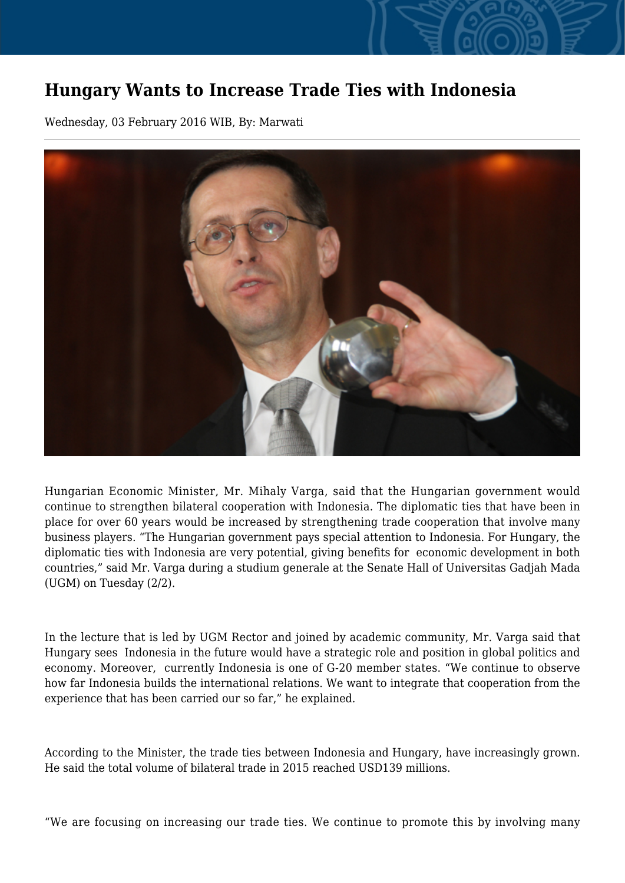# Hungary Wants to Increase Trade Ties with Indonesia

Wednesday, 03 February 2016 WIB, By: Marwati

---

Hungarian Economic Minister, Mr. Mihaly Varga, said that the Hungarian government would continue to strengthen bilateral cooperation with Indonesia. The diplomatic ties that have been in place for over 60 years would be increased by strengthening trade cooperation that involve many business players. “The Hungarian government pays special attention to Indonesia. For Hungary, the diplomatic ties with Indonesia are very potential, giving benefits for economic development in both countries,” said Mr. Varga during a studium generale at the Senate Hall of Universitas Gadjah Mada (UGM) on Tuesday (2/2).

In the lecture that is led by UGM Rector and joined by academic community, Mr. Varga said that Hungary sees Indonesia in the future would have a strategic role and position in global politics and economy. Moreover, currently Indonesia is one of G-20 member states. “We continue to observe how far Indonesia builds the international relations. We want to integrate that cooperation from the experience that has been carried our so far,” he explained.

According to the Minister, the trade ties between Indonesia and Hungary, have increasingly grown. He said the total volume of bilateral trade in 2015 reached USD139 millions.

“We are focusing on increasing our trade ties. We continue to promote this by involving many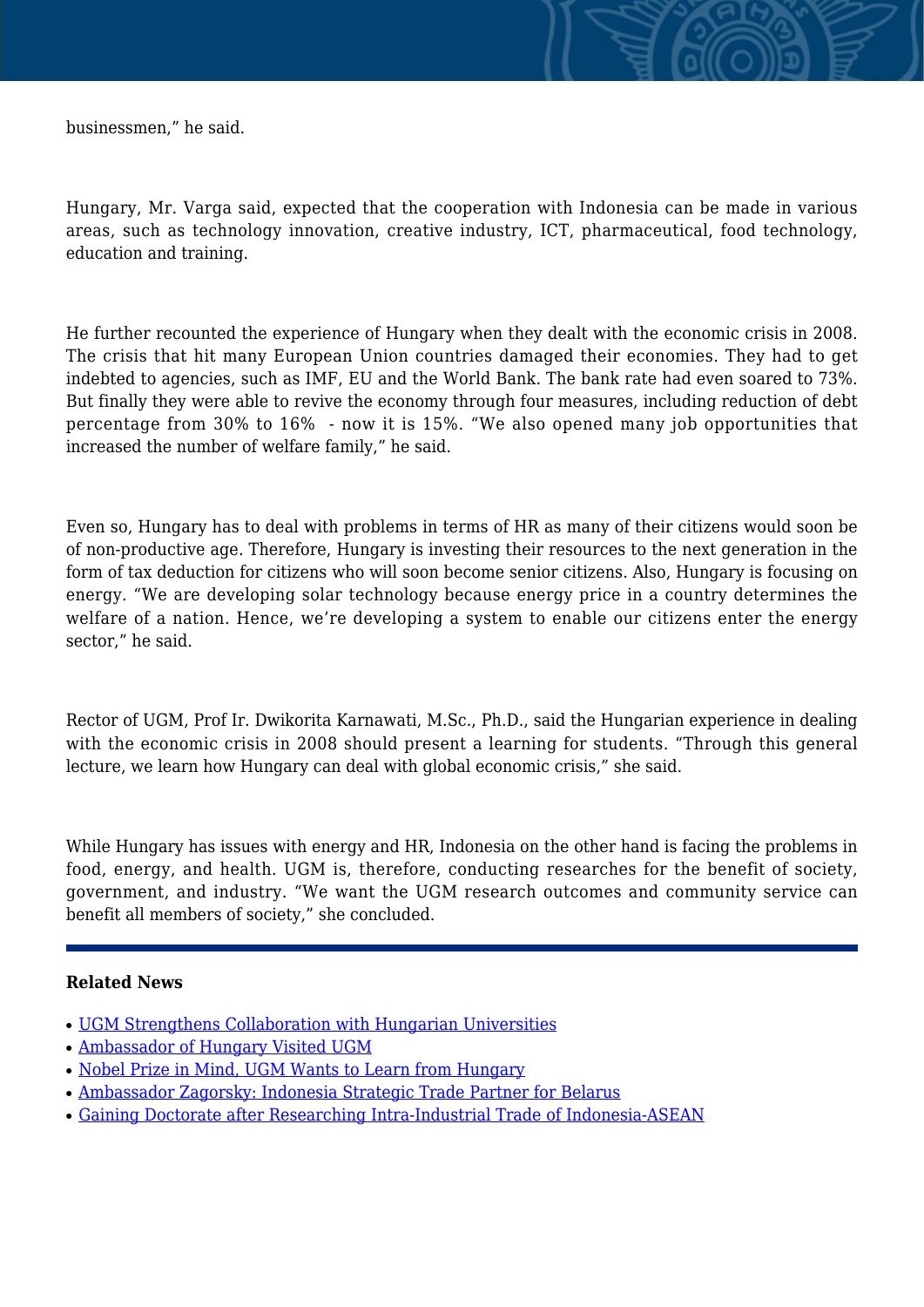businessmen," he said.

Hungary, Mr. Varga said, expected that the cooperation with Indonesia can be made in various areas, such as technology innovation, creative industry, ICT, pharmaceutical, food technology, education and training.

He further recounted the experience of Hungary when they dealt with the economic crisis in 2008. The crisis that hit many European Union countries damaged their economies. They had to get indebted to agencies, such as IMF, EU and the World Bank. The bank rate had even soared to 73%. But finally they were able to revive the economy through four measures, including reduction of debt percentage from 30% to 16%  - now it is 15%. "We also opened many job opportunities that increased the number of welfare family," he said.

Even so, Hungary has to deal with problems in terms of HR as many of their citizens would soon be of non-productive age. Therefore, Hungary is investing their resources to the next generation in the form of tax deduction for citizens who will soon become senior citizens. Also, Hungary is focusing on energy. "We are developing solar technology because energy price in a country determines the welfare of a nation. Hence, we're developing a system to enable our citizens enter the energy sector," he said.

Rector of UGM, Prof Ir. Dwikorita Karnawati, M.Sc., Ph.D., said the Hungarian experience in dealing with the economic crisis in 2008 should present a learning for students. "Through this general lecture, we learn how Hungary can deal with global economic crisis," she said.

While Hungary has issues with energy and HR, Indonesia on the other hand is facing the problems in food, energy, and health. UGM is, therefore, conducting researches for the benefit of society, government, and industry. "We want the UGM research outcomes and community service can benefit all members of society," she concluded.

**Related News**

- UGM Strengthens Collaboration with Hungarian Universities
- Ambassador of Hungary Visited UGM
- Nobel Prize in Mind, UGM Wants to Learn from Hungary
- Ambassador Zagorsky: Indonesia Strategic Trade Partner for Belarus
- Gaining Doctorate after Researching Intra-Industrial Trade of Indonesia-ASEAN